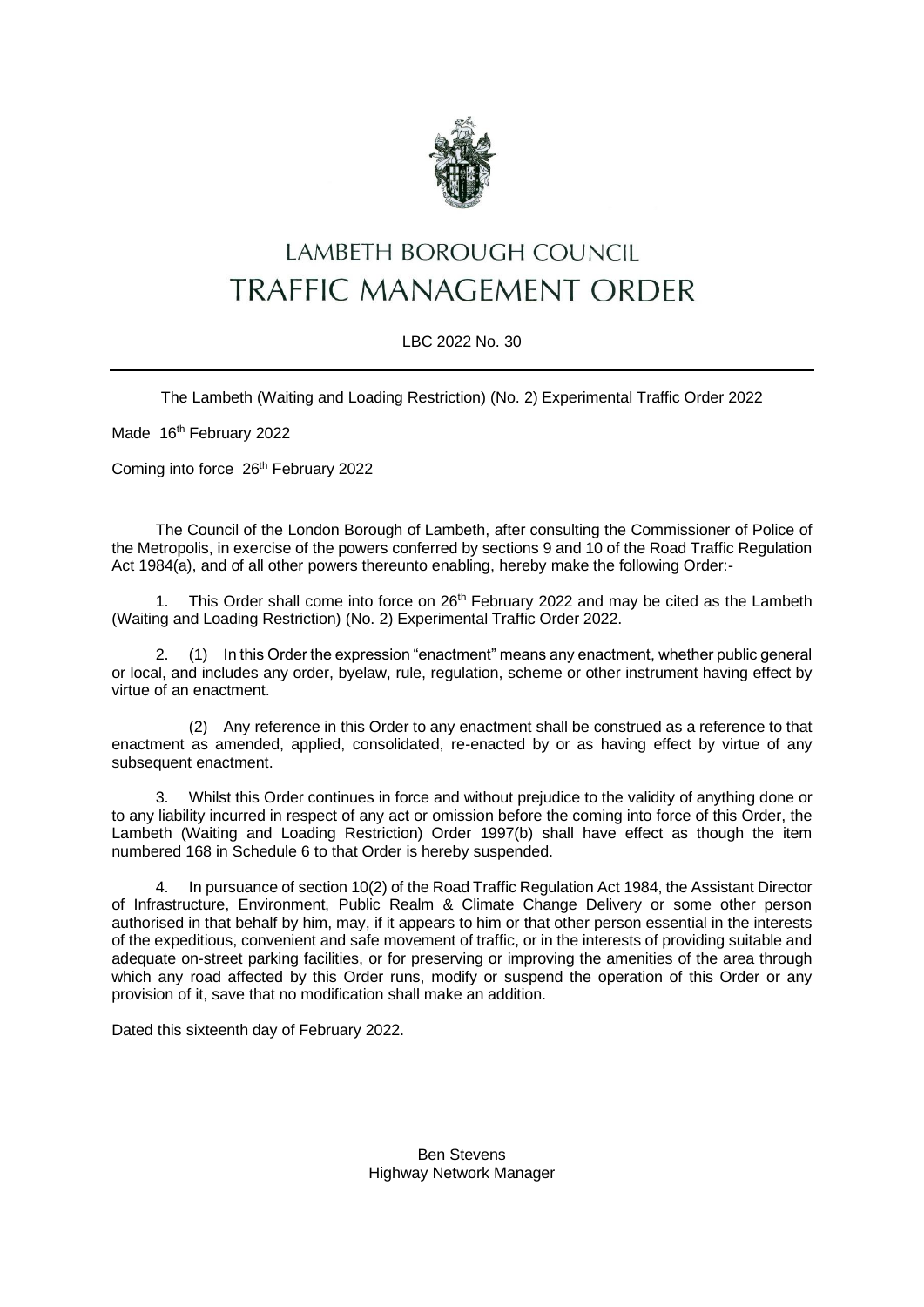# LAMBETH BOROUGH COUNCIL

# TRAFFIC MANAGEMENT ORDER

LBC 2022 No. 30

---

The Lambeth (Waiting and Loading Restriction) (No. 2) Experimental Traffic Order 2022

Made 16th February 2022

Coming into force 26th February 2022

---

The Council of the London Borough of Lambeth, after consulting the Commissioner of Police of the Metropolis, in exercise of the powers conferred by sections 9 and 10 of the Road Traffic Regulation Act 1984(a), and of all other powers thereunto enabling, hereby make the following Order:-

1. This Order shall come into force on 26th February 2022 and may be cited as the Lambeth (Waiting and Loading Restriction) (No. 2) Experimental Traffic Order 2022.

2. (1) In this Order the expression "enactment" means any enactment, whether public general or local, and includes any order, byelaw, rule, regulation, scheme or other instrument having effect by virtue of an enactment.

   (2) Any reference in this Order to any enactment shall be construed as a reference to that enactment as amended, applied, consolidated, re-enacted by or as having effect by virtue of any subsequent enactment.

3. Whilst this Order continues in force and without prejudice to the validity of anything done or to any liability incurred in respect of any act or omission before the coming into force of this Order, the Lambeth (Waiting and Loading Restriction) Order 1997(b) shall have effect as though the item numbered 168 in Schedule 6 to that Order is hereby suspended.

4. In pursuance of section 10(2) of the Road Traffic Regulation Act 1984, the Assistant Director of Infrastructure, Environment, Public Realm & Climate Change Delivery or some other person authorised in that behalf by him, may, if it appears to him or that other person essential in the interests of the expeditious, convenient and safe movement of traffic, or in the interests of providing suitable and adequate on-street parking facilities, or for preserving or improving the amenities of the area through which any road affected by this Order runs, modify or suspend the operation of this Order or any provision of it, save that no modification shall make an addition.

Dated this sixteenth day of February 2022.

Ben Stevens
Highway Network Manager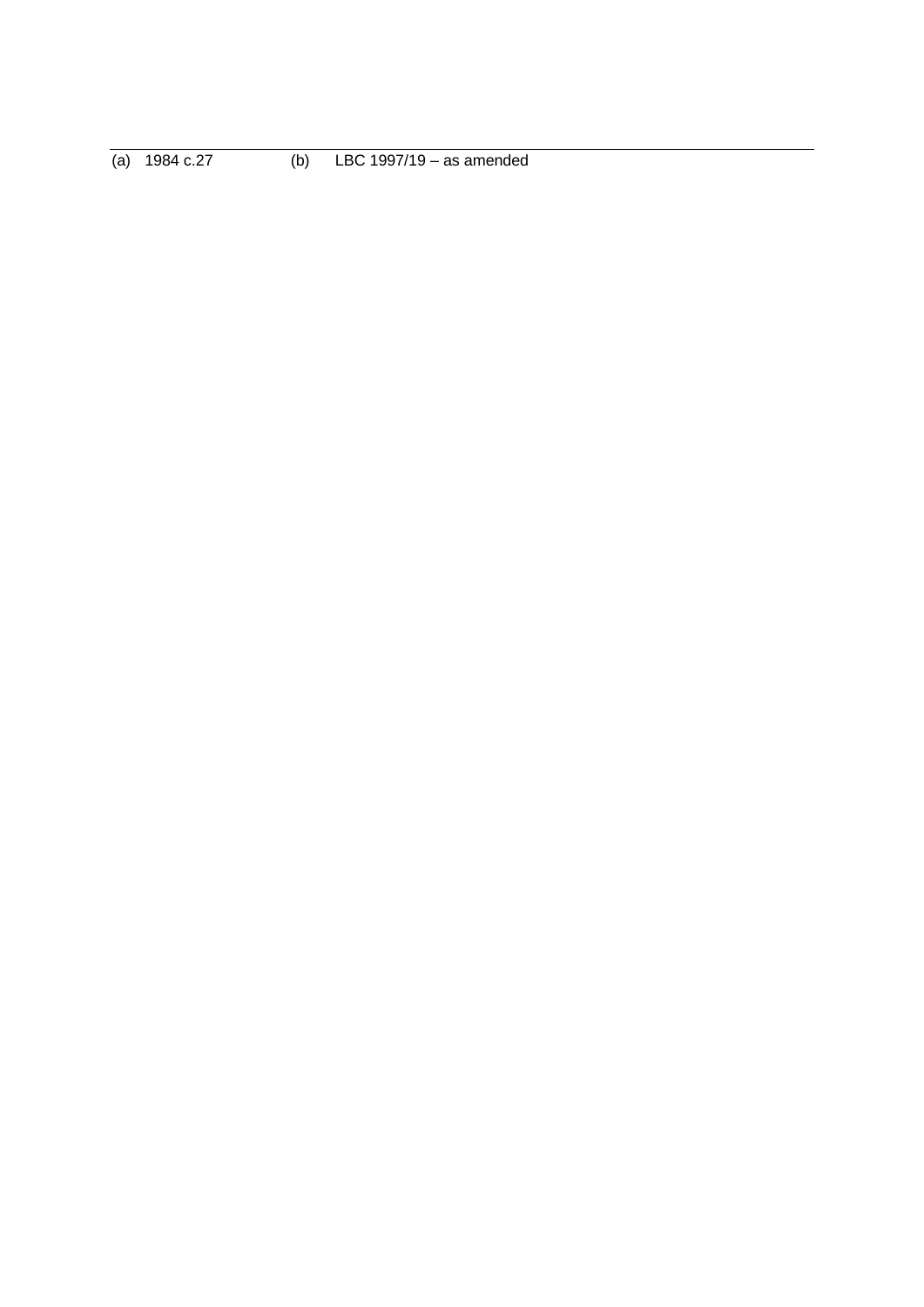---

(a) 1984 c.27 (b) LBC 1997/19 – as amended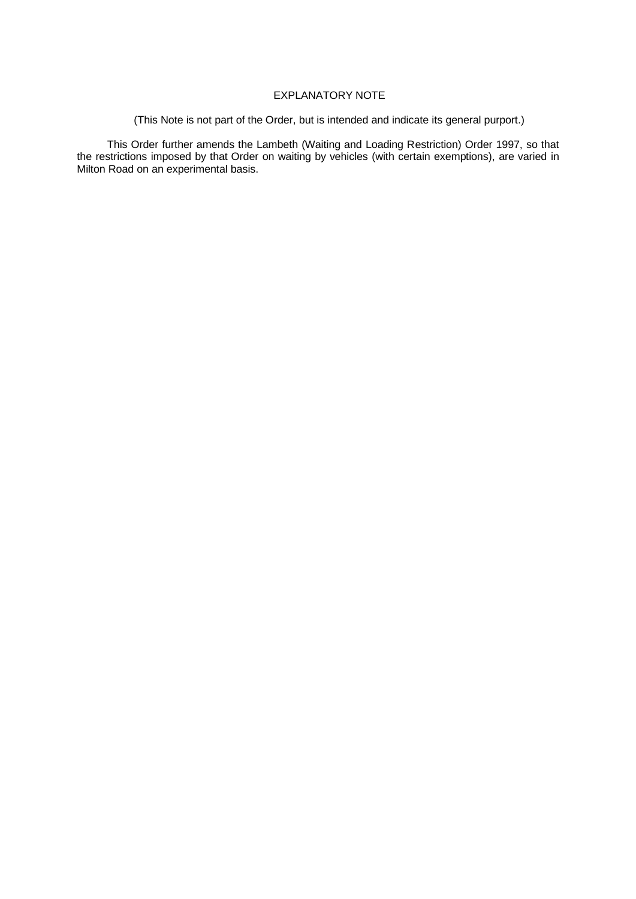## EXPLANATORY NOTE

(This Note is not part of the Order, but is intended and indicate its general purport.)

This Order further amends the Lambeth (Waiting and Loading Restriction) Order 1997, so that the restrictions imposed by that Order on waiting by vehicles (with certain exemptions), are varied in Milton Road on an experimental basis.